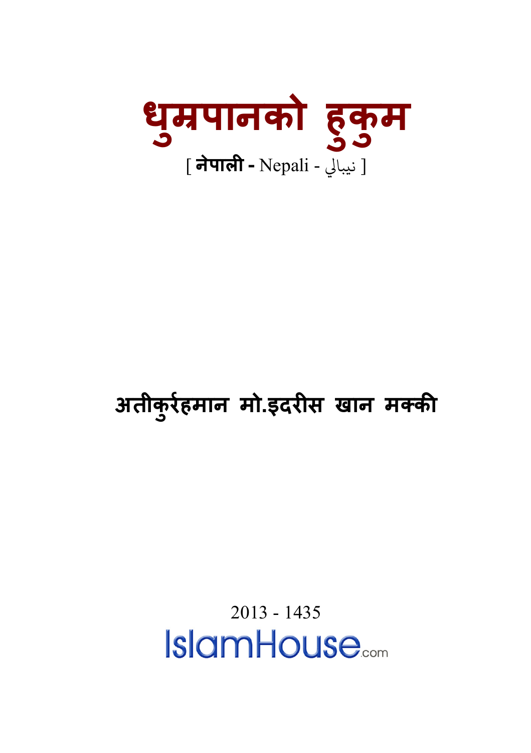# धुम्रपानको हुकुम

[ **नेपाली -** Nepali - نيبالي ]

**अतीकुर्रहमान मो.इदरीस खान मक्की**

2013 - 1435

IslamHouse.com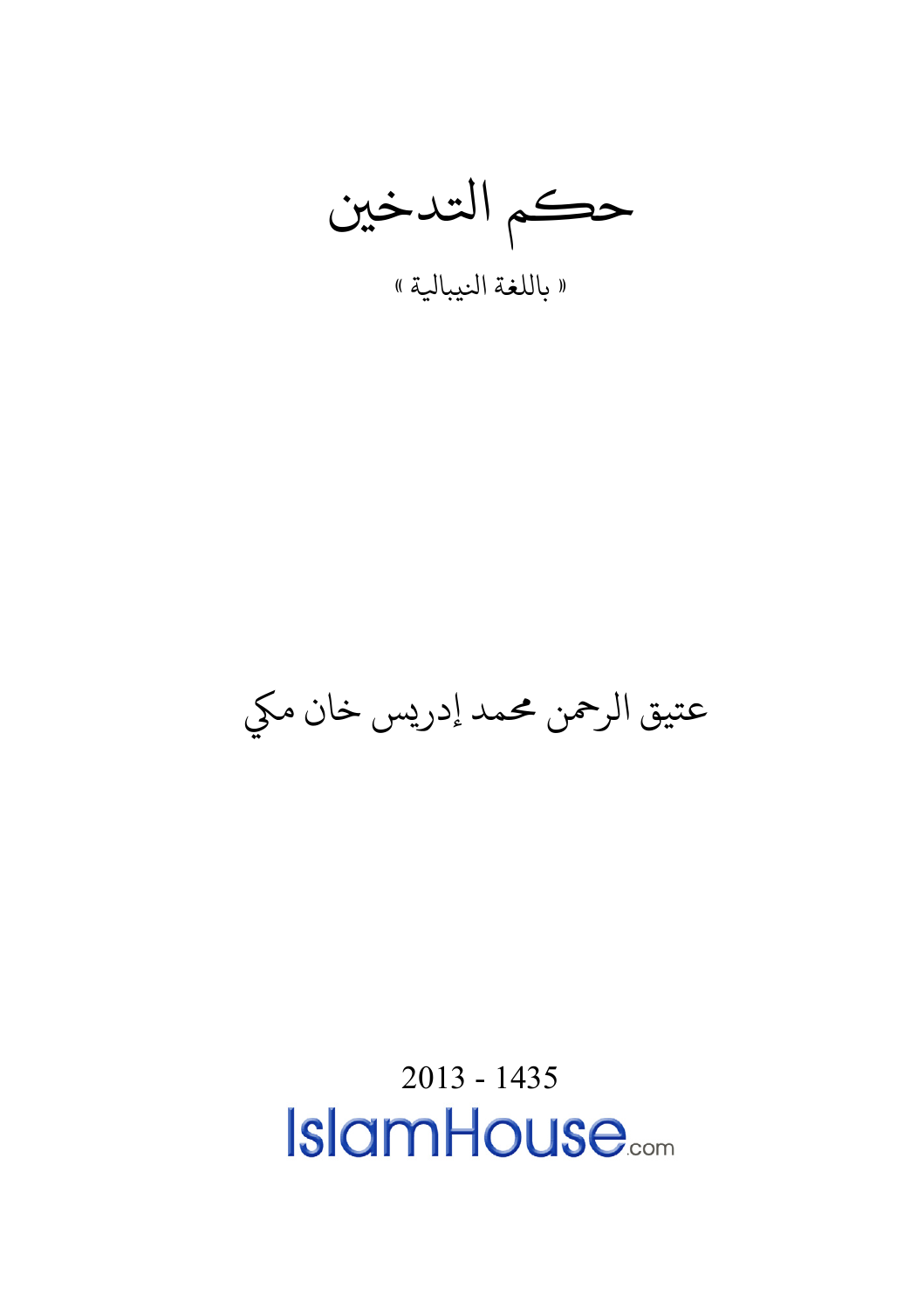# حكم التدخين

« باللغة النيبالية »

عتيق الرحمن محمد إدريس خان مكي

2013 - 1435

IslamHouse.com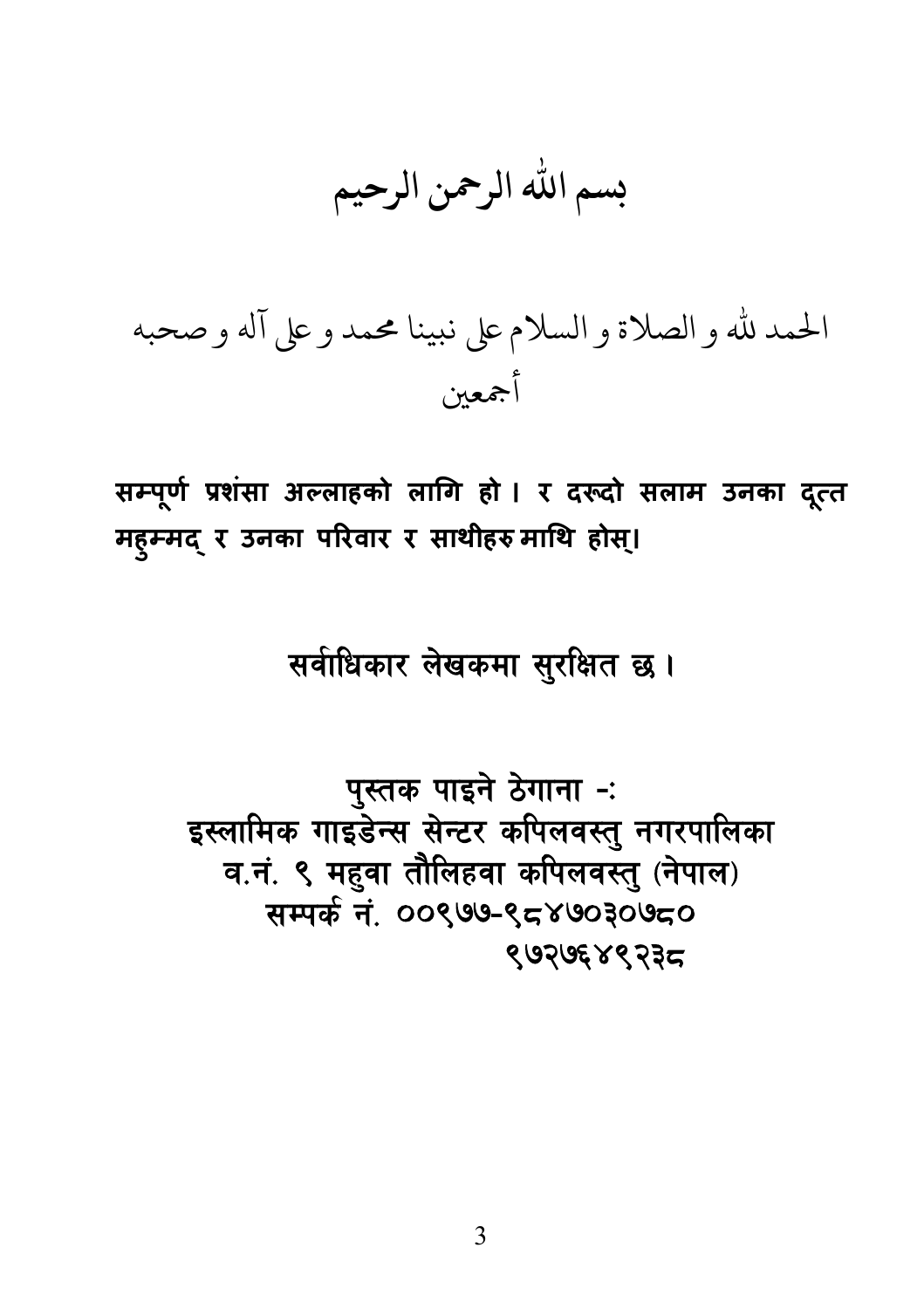# بسم الله الرحمن الرحيم

الحمد لله و الصلاة و السلام على نبينا محمد و على آله و صحبه أجمعين

**सम्पूर्ण प्रशंसा अल्लाहको लागि हो। र दरूदो सलाम उनका दूत्त महुम्मद् र उनका परिवार र साथीहरु माथि होस्।**

सर्वाधिकार लेखकमा सुरक्षित छ।

पुस्तक पाइने ठेगाना -:
इस्लामिक गाइडेन्स सेन्टर कपिलवस्तु नगरपालिका
व.नं. ९ महुवा तौलिहवा कपिलवस्तु (नेपाल)
सम्पर्क नं. ००९७७-९८४७०३०७८०
९७२७६४९२३८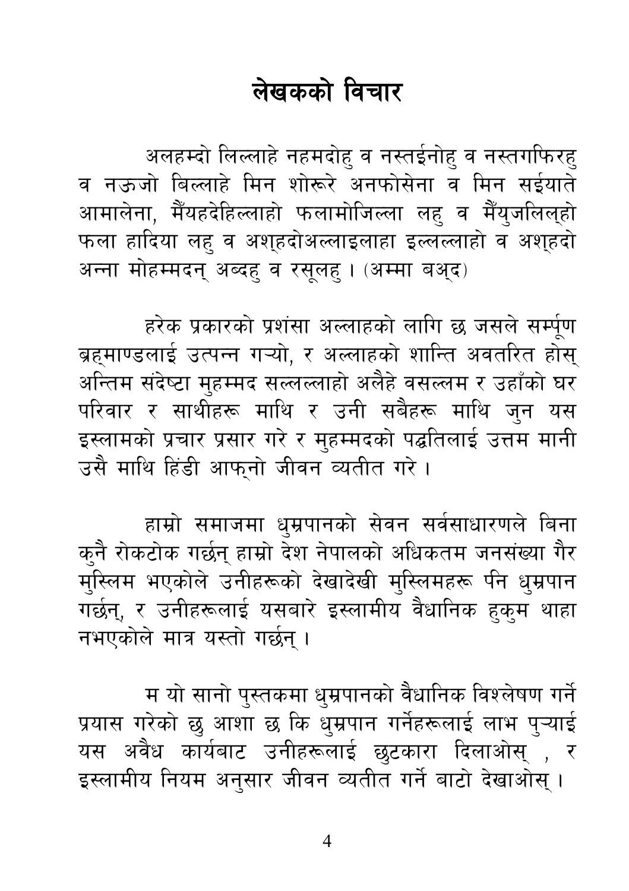# लेखकको विचार

अलहम्दो लिल्लाहे नहमदोहु व नस्तईनोहु व नस्तगफिरहु व नऊजो बिल्लाहे मिन शोरूरे अनफोसेना व मिन सईयाते आमालेना, मैंयहदेहिल्लाहो फलामोजिल्ला लहु व मैंयुजलिल्हो फला हादिया लहु व अश्हदोअल्लाइलाहा इल्लल्लाहो व अश्हदो अन्ना मोहम्मदन् अब्दहु व रसूलहु । (अम्मा बअ्द)

हरेक प्रकारको प्रशंसा अल्लाहको लागि छ जसले सर्म्पूण ब्रह्माण्डलाई उत्पन्न गऱ्यो, र अल्लाहको शान्ति अवतरित होस् अन्तिम संदेष्टा मुहम्मद सल्लल्लाहो अलैहे वसल्लम र उहाँको घर परिवार र साथीहरू माथि र उनी सबैहरू माथि जुन यस इस्लामको प्रचार प्रसार गरे र मुहम्मदको पद्धतिलाई उत्तम मानी उसै माथि हिंडी आफ्नो जीवन व्यतीत गरे ।

हाम्रो समाजमा धुम्रपानको सेवन सर्वसाधारणले बिना कुनै रोकटोक गर्छन् हाम्रो देश नेपालको अधिकतम जनसंख्या गैर मुस्लिम भएकोले उनीहरूको देखादेखी मुस्लिमहरू पनि धुम्रपान गर्छन्, र उनीहरूलाई यसबारे इस्लामीय वैधानिक हुकुम थाहा नभएकोले मात्र यस्तो गर्छन् ।

म यो सानो पुस्तकमा धुम्रपानको वैधानिक विश्लेषण गर्ने प्रयास गरेको छु आशा छ कि धुम्रपान गर्नेहरूलाई लाभ पुऱ्याई यस अवैध कार्यबाट उनीहरूलाई छुटकारा दिलाओस् , र इस्लामीय नियम अनुसार जीवन व्यतीत गर्ने बाटो देखाओस् ।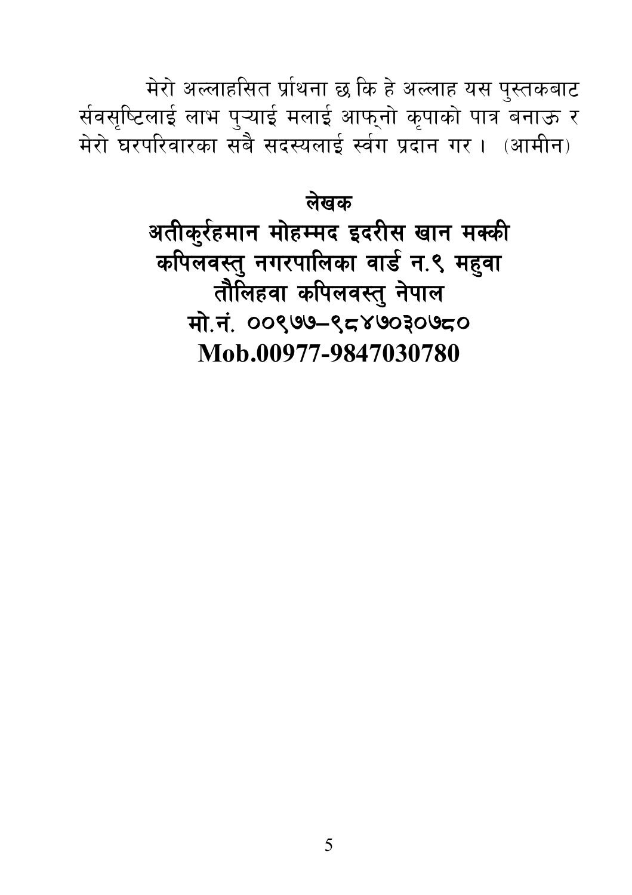मेरो अल्लाहसित प्रार्थना छ कि हे अल्लाह यस पुस्तकबाट सर्वसृष्टिलाई लाभ पुऱ्याई मलाई आफ्नो कृपाको पात्र बनाऊ र मेरो घरपरिवारका सबै सदस्यलाई स्वर्ग प्रदान गर। (आमीन)

**लेखक**

**अतीकुर्रहमान मोहम्मद इदरीस खान मक्की**

**कपिलवस्तु नगरपालिका वार्ड न.९ महुवा**

**तौलिहवा कपिलवस्तु नेपाल**

**मो.नं. ००९७७–९८४७०३०७८०**

**Mob.00977-9847030780**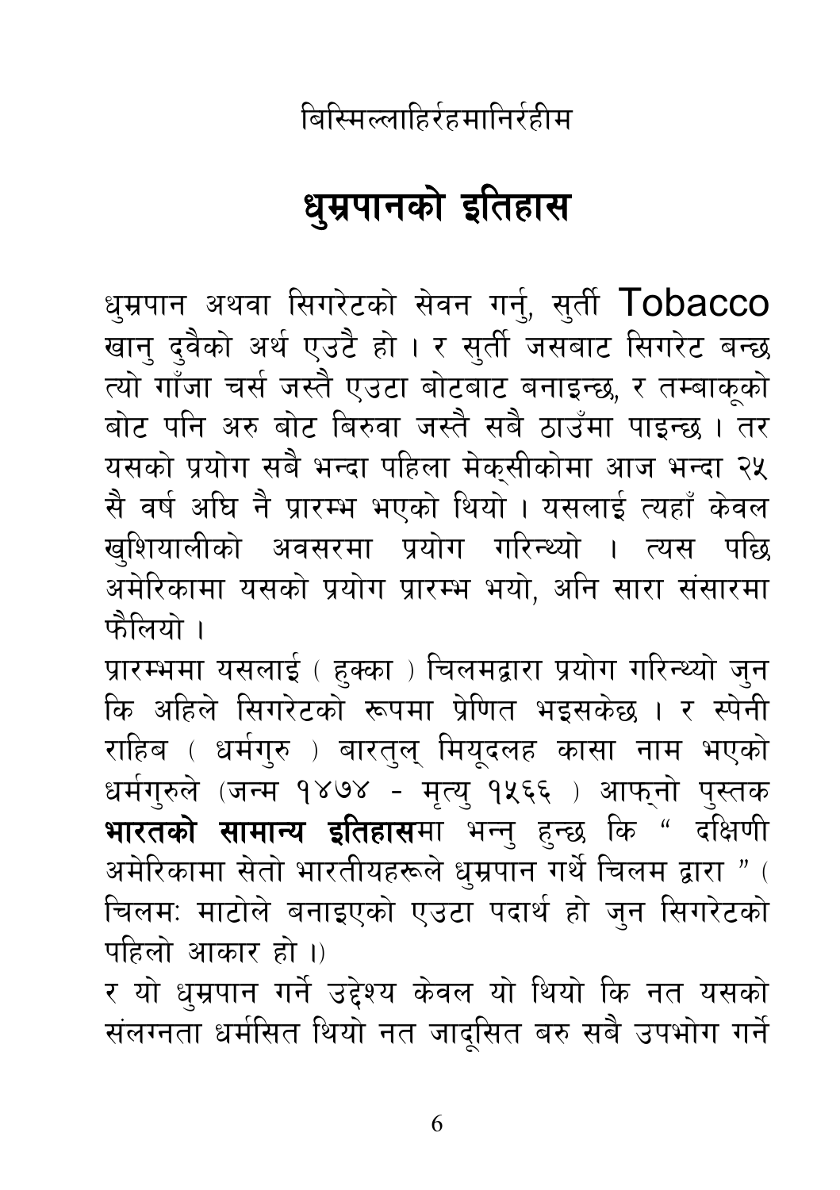बिस्मिल्लाहिर्रहमानिर्रहीम

# धुम्रपानको इतिहास

धुम्रपान अथवा सिगरेटको सेवन गर्नु, सुर्ती Tobacco खानु दुवैको अर्थ एउटै हो । र सुर्ती जसबाट सिगरेट बन्छ त्यो गाँजा चर्स जस्तै एउटा बोटबाट बनाइन्छ, र तम्बाकूको बोट पनि अरु बोट बिरुवा जस्तै सबै ठाउँमा पाइन्छ । तर यसको प्रयोग सबै भन्दा पहिला मेक्सीकोमा आज भन्दा २५ सै वर्ष अघि नै प्रारम्भ भएको थियो । यसलाई त्यहाँ केवल खुशियालीको अवसरमा प्रयोग गरिन्थ्यो । त्यस पछि अमेरिकामा यसको प्रयोग प्रारम्भ भयो, अनि सारा संसारमा फैलियो ।

प्रारम्भमा यसलाई ( हुक्का ) चिलमद्वारा प्रयोग गरिन्थ्यो जुन कि अहिले सिगरेटको रूपमा प्रेणित भइसकेछ । र स्पेनी राहिब ( धर्मगुरु ) बारतुल् मियूदलह कासा नाम भएको धर्मगुरुले (जन्म १४७४ - मृत्यु १५६६ ) आफ्नो पुस्तक **भारतको सामान्य इतिहास**मा भन्नु हुन्छ कि " दक्षिणी अमेरिकामा सेतो भारतीयहरूले धुम्रपान गर्थे चिलम द्वारा " ( चिलमः माटोले बनाइएको एउटा पदार्थ हो जुन सिगरेटको पहिलो आकार हो ।)

र यो धुम्रपान गर्ने उद्देश्य केवल यो थियो कि नत यसको संलग्नता धर्मसित थियो नत जादूसित बरु सबै उपभोग गर्ने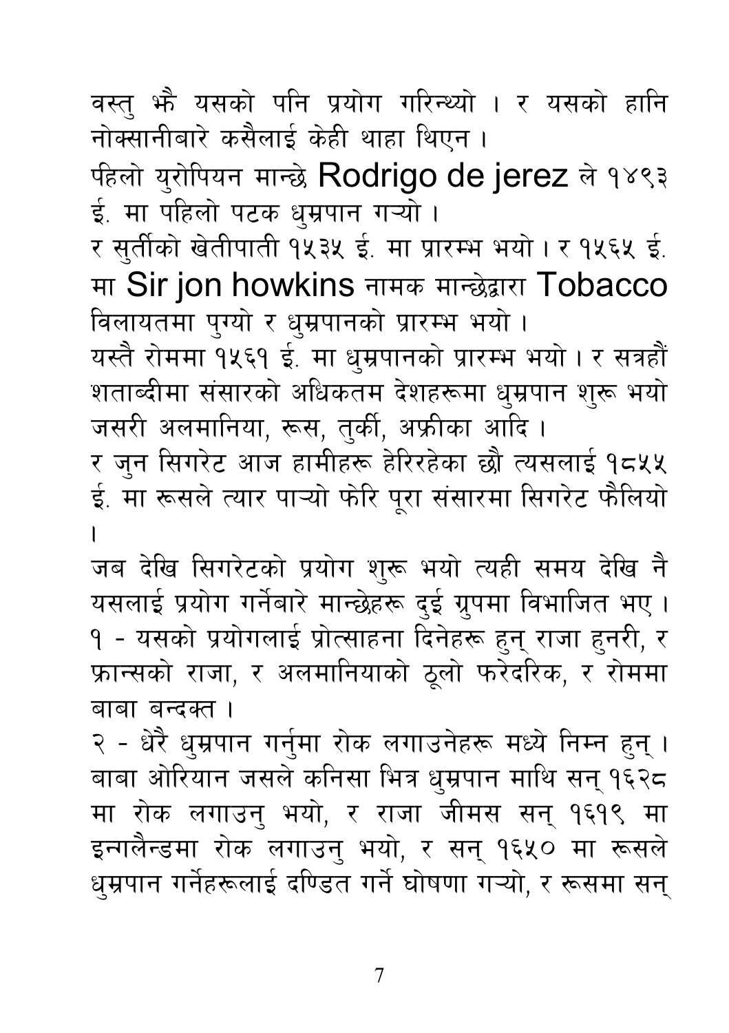वस्तु झैं यसको पनि प्रयोग गरिन्थ्यो । र यसको हानि नोक्सानीबारे कसैलाई केही थाहा थिएन ।

पहिलो युरोपियन मान्छे Rodrigo de jerez ले १४९३ ई. मा पहिलो पटक धुम्रपान गऱ्यो ।

र सुर्तीको खेतीपाती १५३५ ई. मा प्रारम्भ भयो । र १५६५ ई. मा Sir jon howkins नामक मान्छेद्वारा Tobacco विलायतमा पुग्यो र धुम्रपानको प्रारम्भ भयो ।

यस्तै रोममा १५६१ ई. मा धुम्रपानको प्रारम्भ भयो । र सत्रहौं शताब्दीमा संसारको अधिकतम देशहरूमा धुम्रपान शुरू भयो जसरी अलमानिया, रूस, तुर्की, अफ्रीका आदि ।

र जुन सिगरेट आज हामीहरू हेरिरहेका छौ त्यसलाई १८५५ ई. मा रूसले त्यार पाऱ्यो फेरि पूरा संसारमा सिगरेट फैलियो ।

जब देखि सिगरेटको प्रयोग शुरू भयो त्यही समय देखि नै यसलाई प्रयोग गर्नेबारे मान्छेहरू दुई ग्रुपमा विभाजित भए ।

१ - यसको प्रयोगलाई प्रोत्साहना दिनेहरू हुन् राजा हुनरी, र फ्रान्सको राजा, र अलमानियाको ठूलो फरेदरिक, र रोममा बाबा बन्दक्त ।

२ - धेरै धुम्रपान गर्नुमा रोक लगाउनेहरू मध्ये निम्न हुन् । बाबा ओरियान जसले कनिसा भित्र धुम्रपान माथि सन् १६२८ मा रोक लगाउनु भयो, र राजा जीमस सन् १६१९ मा इन्गलैन्डमा रोक लगाउनु भयो, र सन् १६५० मा रूसले धुम्रपान गर्नेहरूलाई दण्डित गर्ने घोषणा गऱ्यो, र रूसमा सन्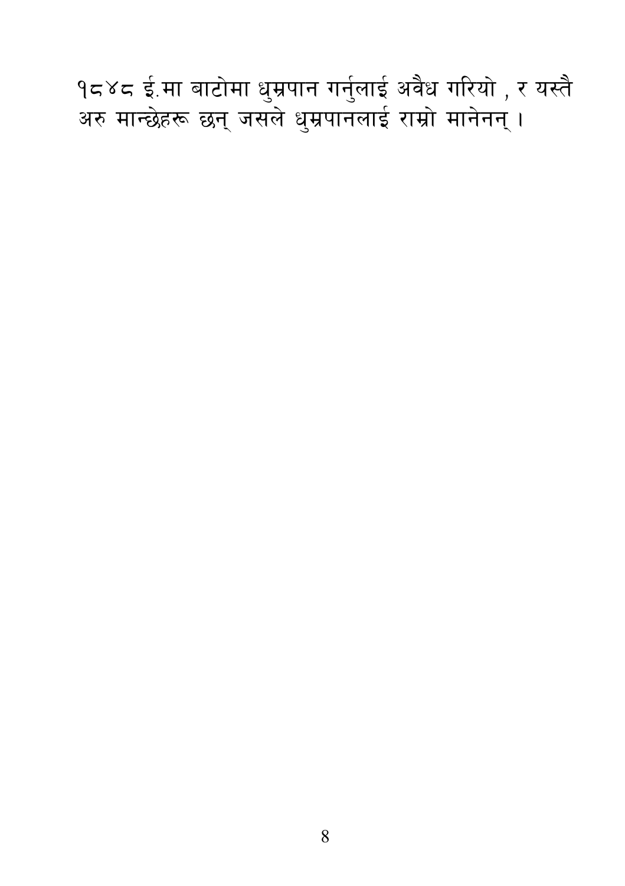१८४८ ई.मा बाटोमा धुम्रपान गर्नुलाई अवैध गरियो , र यस्तै अरु मान्छेहरू छन् जसले धुम्रपानलाई राम्रो मानेनन् ।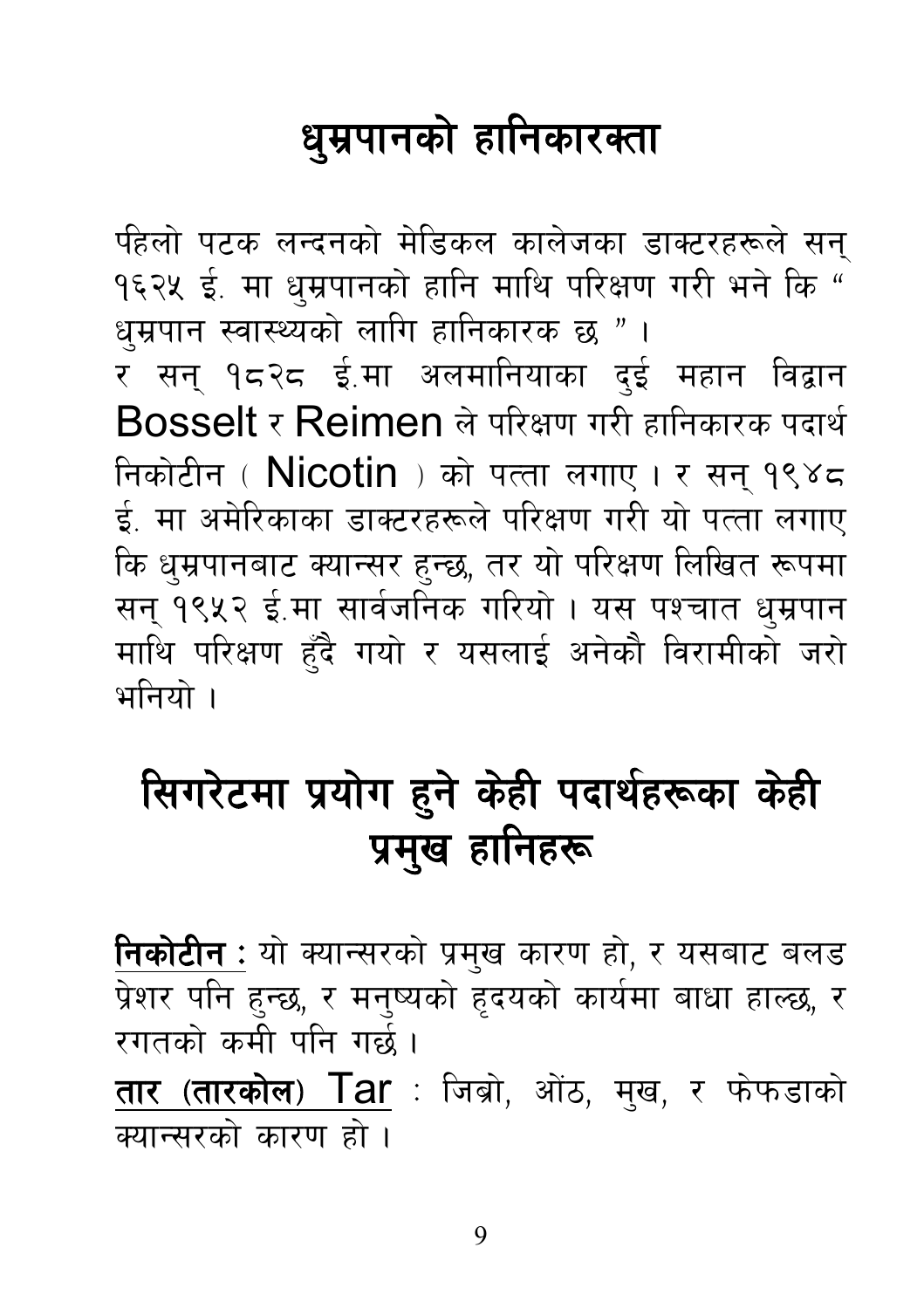# धुम्रपानको हानिकारक्ता

पहिलो पटक लन्दनको मेडिकल कालेजका डाक्टरहरूले सन् १६२५ ई. मा धुम्रपानको हानि माथि परिक्षण गरी भने कि " धुम्रपान स्वास्थ्यको लागि हानिकारक छ " ।
र सन् १८२८ ई.मा अलमानियाका दुई महान विद्वान Bosselt र Reimen ले परिक्षण गरी हानिकारक पदार्थ निकोटीन ( Nicotin ) को पत्ता लगाए । र सन् १९४८ ई. मा अमेरिकाका डाक्टरहरूले परिक्षण गरी यो पत्ता लगाए कि धुम्रपानबाट क्यान्सर हुन्छ, तर यो परिक्षण लिखित रूपमा सन् १९५२ ई.मा सार्वजनिक गरियो । यस पश्चात धुम्रपान माथि परिक्षण हुँदै गयो र यसलाई अनेकौ विरामीको जरो भनियो ।

# सिगरेटमा प्रयोग हुने केही पदार्थहरूका केही प्रमुख हानिहरू

**निकोटीन :** यो क्यान्सरको प्रमुख कारण हो, र यसबाट बलड प्रेशर पनि हुन्छ, र मनुष्यको हृदयको कार्यमा बाधा हाल्छ, र रगतको कमी पनि गर्छ ।
**तार (तारकोल) Tar** : जिब्रो, ओंठ, मुख, र फेफडाको क्यान्सरको कारण हो ।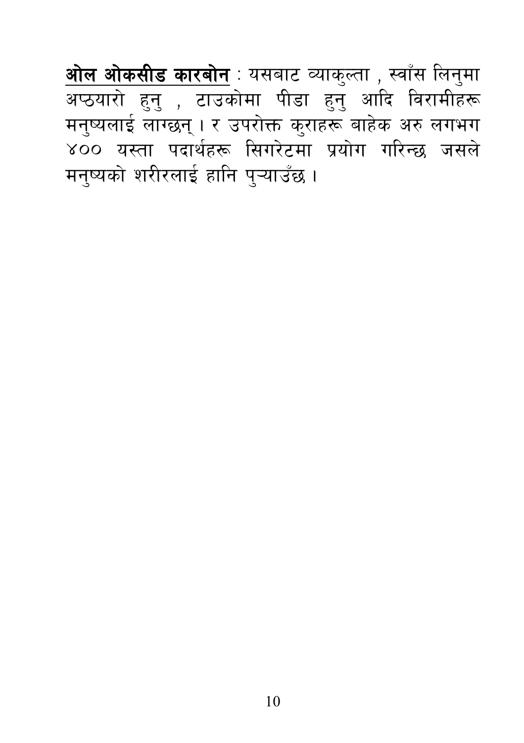**<u>ओल ओकसीड कारबोन</u>** : यसबाट व्याकुल्ता , स्वाँस लिनुमा अप्ठयारो हुनु , टाउकोमा पीडा हुनु आदि विरामीहरू मनुष्यलाई लाग्छन् । र उपरोक्त कुराहरू बाहेक अरु लगभग ४०० यस्ता पदार्थहरू सिगरेटमा प्रयोग गरिन्छ जसले मनुष्यको शरीरलाई हानि पुऱ्याउँछ ।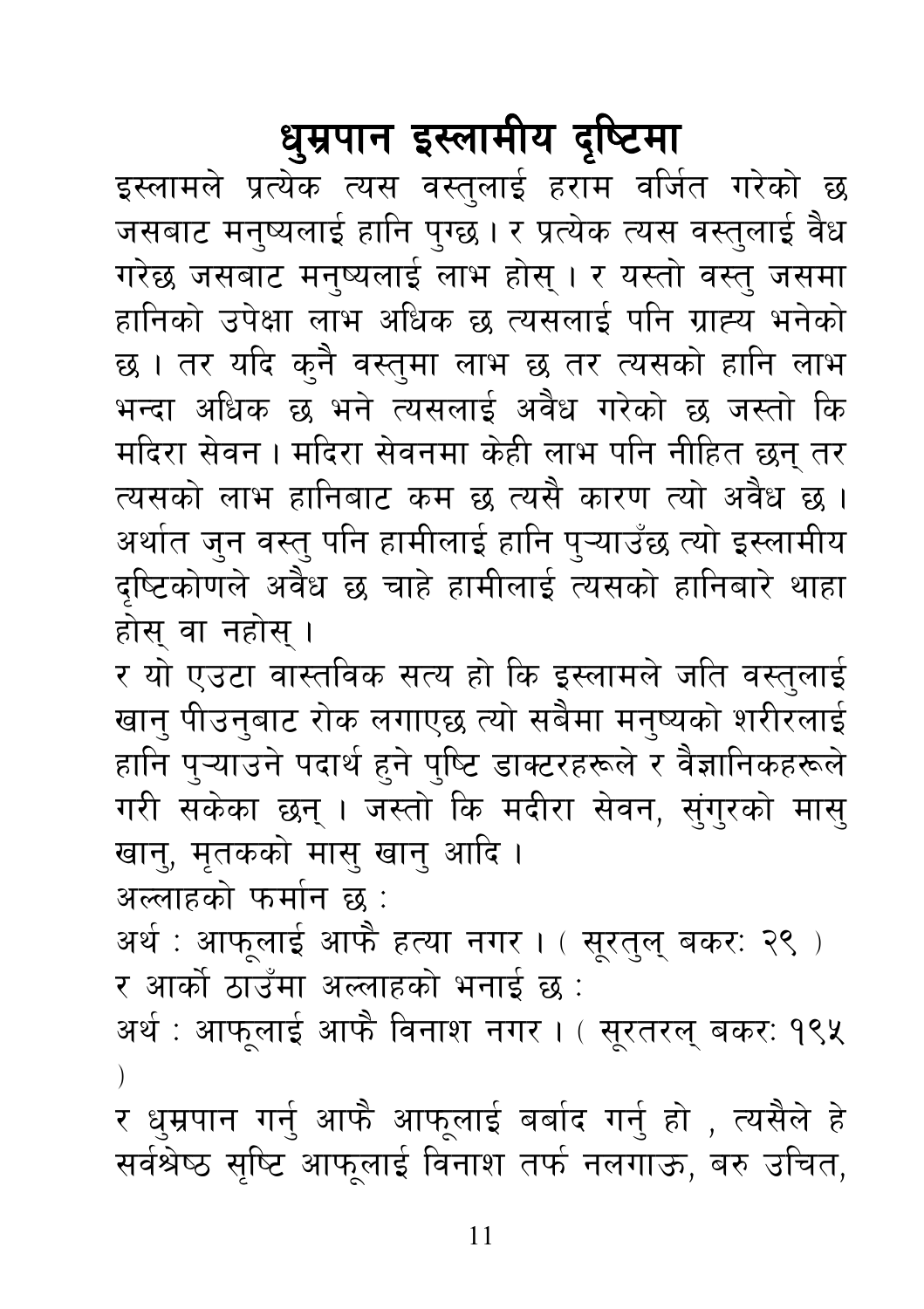# धुम्रपान इस्लामीय दृष्टिमा

इस्लामले प्रत्येक त्यस वस्तुलाई हराम वर्जित गरेको छ जसबाट मनुष्यलाई हानि पुग्छ। र प्रत्येक त्यस वस्तुलाई वैध गरेछ जसबाट मनुष्यलाई लाभ होस्। र यस्तो वस्तु जसमा हानिको उपेक्षा लाभ अधिक छ त्यसलाई पनि ग्राह्य भनेको छ। तर यदि कुनै वस्तुमा लाभ छ तर त्यसको हानि लाभ भन्दा अधिक छ भने त्यसलाई अवैध गरेको छ जस्तो कि मदिरा सेवन। मदिरा सेवनमा केही लाभ पनि नीहित छन् तर त्यसको लाभ हानिबाट कम छ त्यसै कारण त्यो अवैध छ। अर्थात जुन वस्तु पनि हामीलाई हानि पुऱ्याउँछ त्यो इस्लामीय दृष्टिकोणले अवैध छ चाहे हामीलाई त्यसको हानिबारे थाहा होस् वा नहोस्।

र यो एउटा वास्तविक सत्य हो कि इस्लामले जति वस्तुलाई खानु पीउनुबाट रोक लगाएछ त्यो सबैमा मनुष्यको शरीरलाई हानि पुऱ्याउने पदार्थ हुने पुष्टि डाक्टरहरूले र वैज्ञानिकहरूले गरी सकेका छन्। जस्तो कि मदीरा सेवन, सुंगुरको मासु खानु, मृतकको मासु खानु आदि।

अल्लाहको फर्मान छ :

अर्थ : आफूलाई आफै हत्या नगर। ( सूरतुल् बकरः २९ )

र आर्को ठाउँमा अल्लाहको भनाई छ :

अर्थ : आफूलाई आफै विनाश नगर। ( सूरतरल् बकरः १९५ )

र धुम्रपान गर्नु आफै आफूलाई बर्बाद गर्नु हो , त्यसैले हे सर्वश्रेष्ठ सृष्टि आफूलाई विनाश तर्फ नलगाऊ, बरु उचित,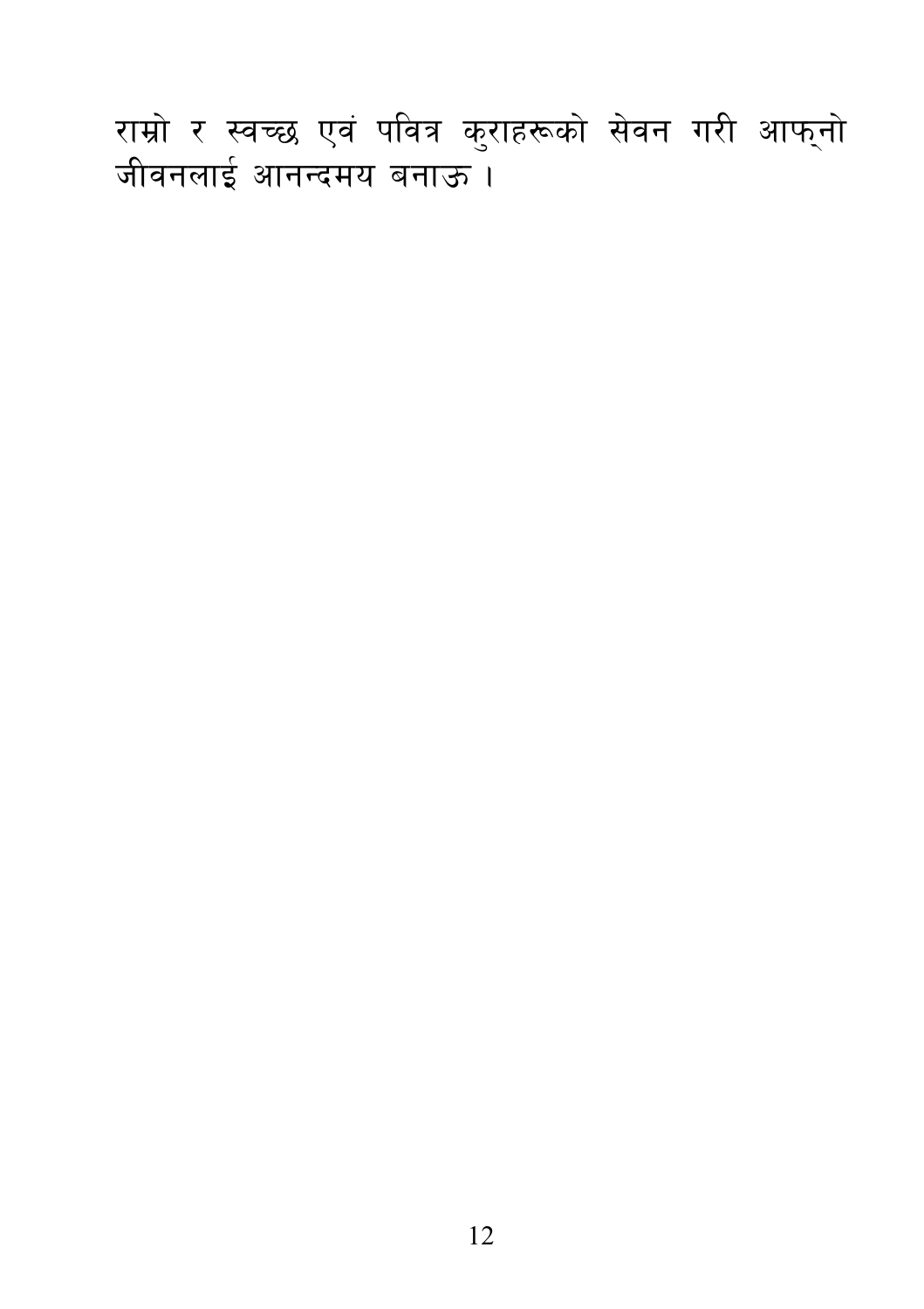राम्रो र स्वच्छ एवं पवित्र कुराहरूको सेवन गरी आफ्नो जीवनलाई आनन्दमय बनाऊ ।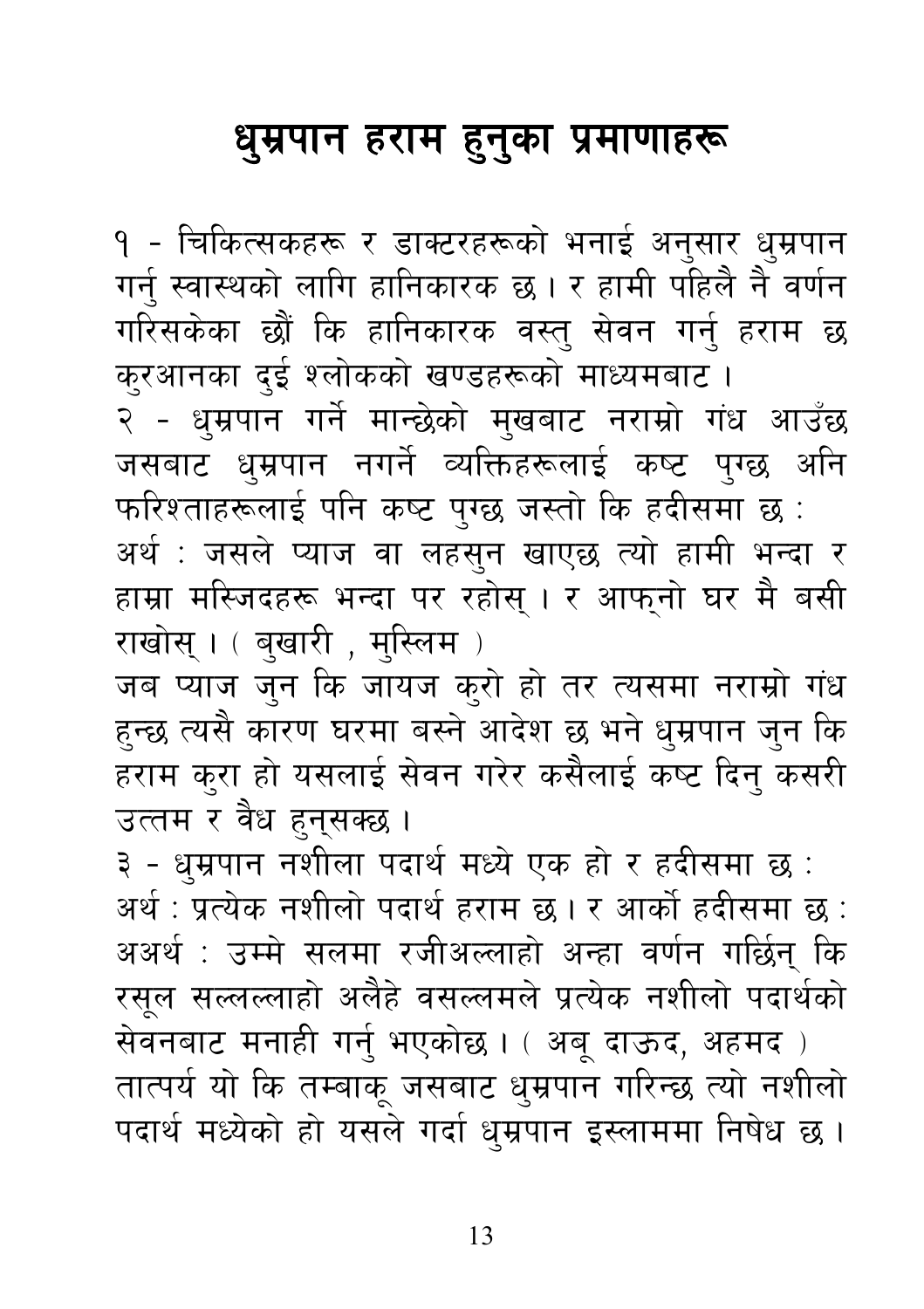# धुम्रपान हराम हुनुका प्रमाणाहरू

१ - चिकित्सकहरू र डाक्टरहरूको भनाई अनुसार धुम्रपान गर्नु स्वास्थको लागि हानिकारक छ। र हामी पहिलै नै वर्णन गरिसकेका छौं कि हानिकारक वस्तु सेवन गर्नु हराम छ कुरआनका दुई श्लोकको खण्डहरूको माध्यमबाट ।

२ - धुम्रपान गर्ने मान्छेको मुखबाट नराम्रो गंध आउँछ जसबाट धुम्रपान नगर्ने व्यक्तिहरूलाई कष्ट पुग्छ अनि फरिश्ताहरूलाई पनि कष्ट पुग्छ जस्तो कि हदीसमा छ :

अर्थ : जसले प्याज वा लहसुन खाएछ त्यो हामी भन्दा र हाम्रा मस्जिदहरू भन्दा पर रहोस् । र आफ्नो घर मै बसी राखोस् । ( बुखारी , मुस्लिम )

जब प्याज जुन कि जायज कुरो हो तर त्यसमा नराम्रो गंध हुन्छ त्यसै कारण घरमा बस्ने आदेश छ भने धुम्रपान जुन कि हराम कुरा हो यसलाई सेवन गरेर कसैलाई कष्ट दिनु कसरी उत्तम र वैध हुन्सक्छ ।

३ - धुम्रपान नशीला पदार्थ मध्ये एक हो र हदीसमा छ :

अर्थ : प्रत्येक नशीलो पदार्थ हराम छ। र आर्को हदीसमा छ :

अअर्थ : उम्मे सलमा रजीअल्लाहो अन्हा वर्णन गर्छिन् कि रसूल सल्लल्लाहो अलैहे वसल्लमले प्रत्येक नशीलो पदार्थको सेवनबाट मनाही गर्नु भएकोछ। ( अबू दाऊद, अहमद )

तात्पर्य यो कि तम्बाकू जसबाट धुम्रपान गरिन्छ त्यो नशीलो पदार्थ मध्येको हो यसले गर्दा धुम्रपान इस्लाममा निषेध छ ।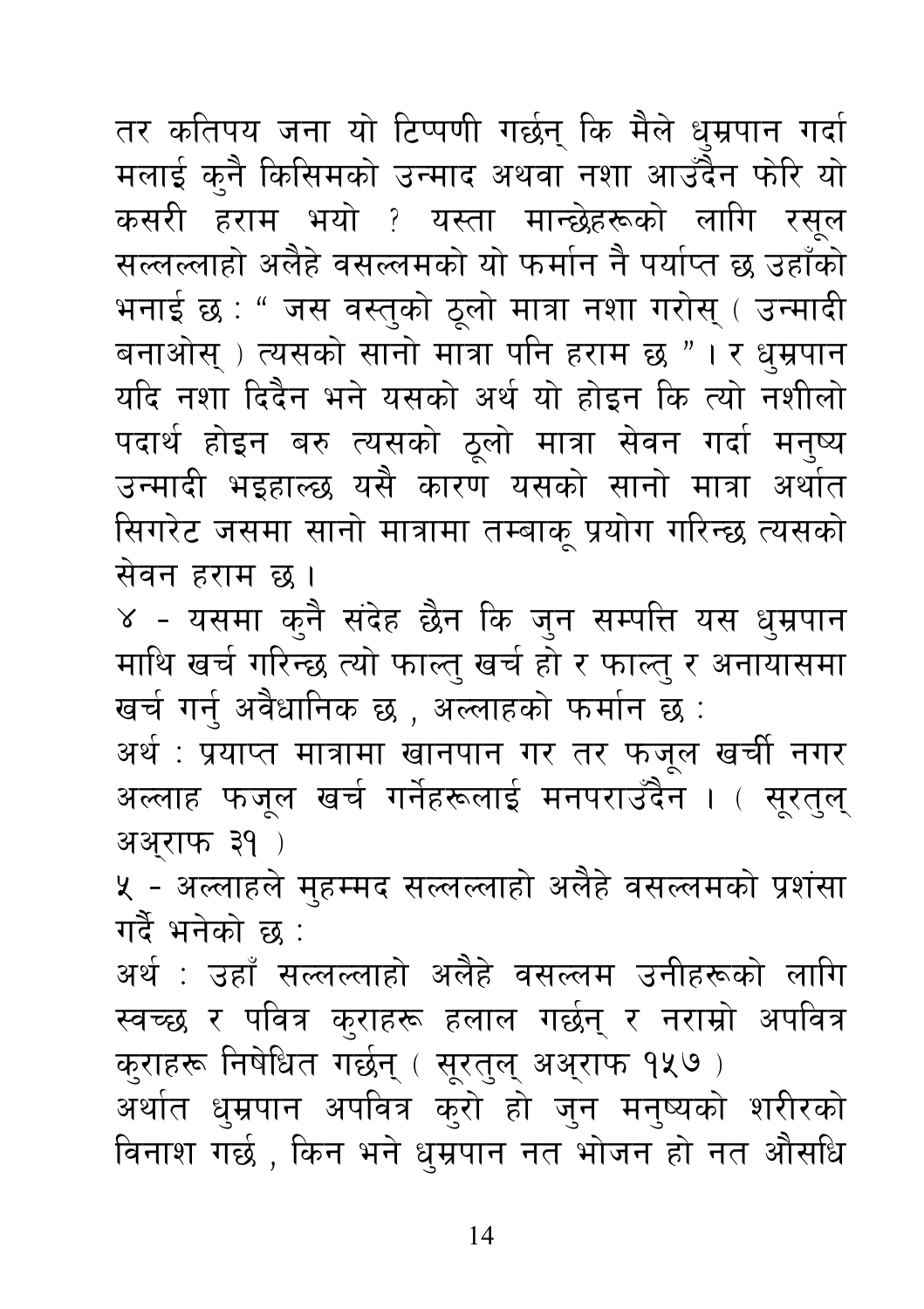तर कतिपय जना यो टिप्पणी गर्छन् कि मैले धुम्रपान गर्दा मलाई कुनै किसिमको उन्माद अथवा नशा आउँदैन फेरि यो कसरी हराम भयो ? यस्ता मान्छेहरूको लागि रसूल सल्लल्लाहो अलैहे वसल्लमको यो फर्मान नै पर्याप्त छ उहाँको भनाई छ : " जस वस्तुको ठूलो मात्रा नशा गरोस् ( उन्मादी बनाओस् ) त्यसको सानो मात्रा पनि हराम छ " । र धुम्रपान यदि नशा दिदैन भने यसको अर्थ यो होइन कि त्यो नशीलो पदार्थ होइन बरु त्यसको ठूलो मात्रा सेवन गर्दा मनुष्य उन्मादी भइहाल्छ यसै कारण यसको सानो मात्रा अर्थात सिगरेट जसमा सानो मात्रामा तम्बाकू प्रयोग गरिन्छ त्यसको सेवन हराम छ ।

४ - यसमा कुनै संदेह छैन कि जुन सम्पत्ति यस धुम्रपान माथि खर्च गरिन्छ त्यो फाल्तु खर्च हो र फाल्तु र अनायासमा खर्च गर्नु अवैधानिक छ , अल्लाहको फर्मान छ :

अर्थ : प्रयाप्त मात्रामा खानपान गर तर फजूल खर्ची नगर अल्लाह फजूल खर्च गर्नेहरूलाई मनपराउँदैन । ( सूरतुल् अअ्राफ ३१ )

५ - अल्लाहले मुहम्मद सल्लल्लाहो अलैहे वसल्लमको प्रशंसा गर्दै भनेको छ :

अर्थ : उहाँ सल्लल्लाहो अलैहे वसल्लम उनीहरूको लागि स्वच्छ र पवित्र कुराहरू हलाल गर्छन् र नराम्रो अपवित्र कुराहरू निषेधित गर्छन् ( सूरतुल् अअ्राफ १५७ )

अर्थात धुम्रपान अपवित्र कुरो हो जुन मनुष्यको शरीरको विनाश गर्छ , किन भने धुम्रपान नत भोजन हो नत औसधि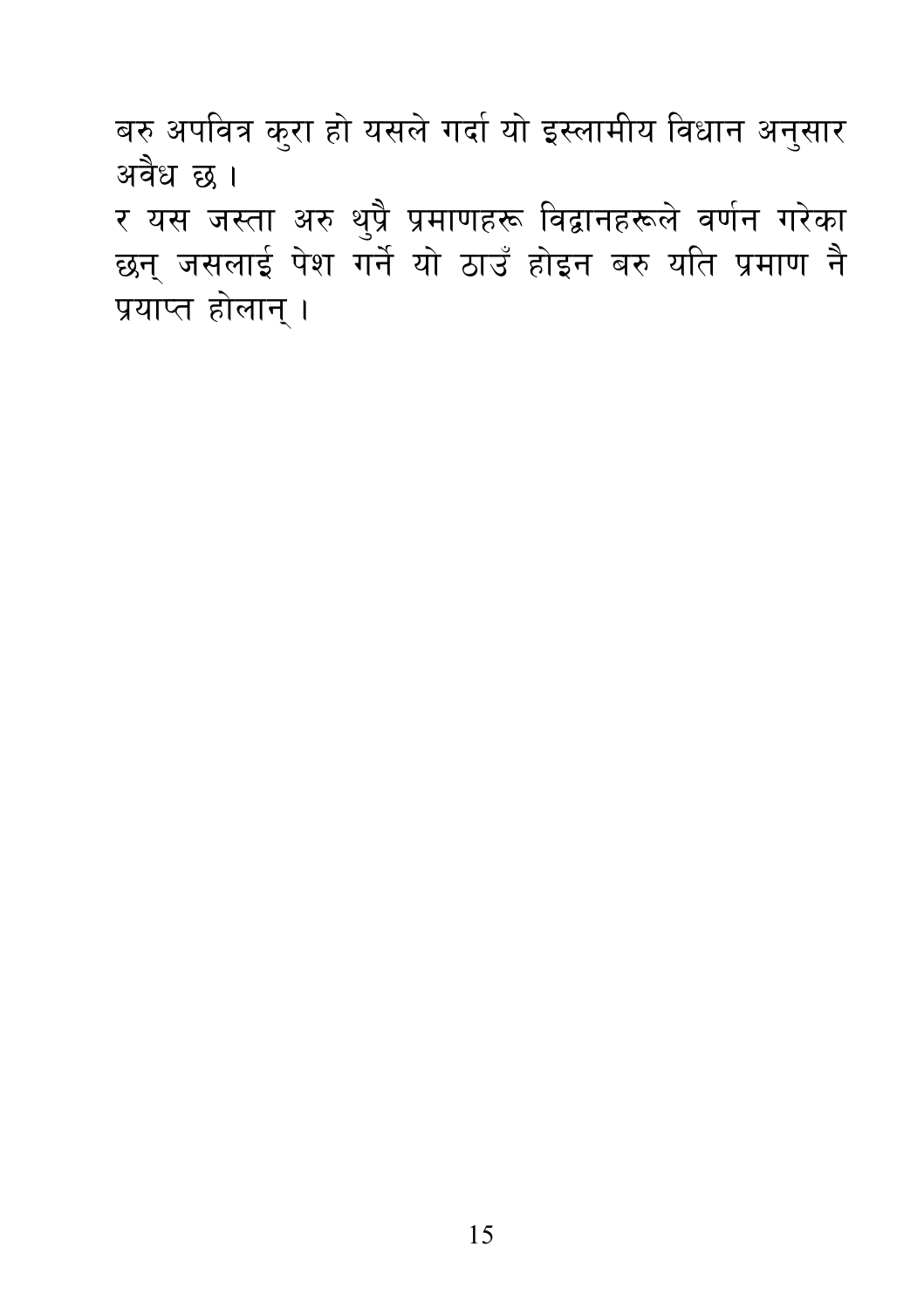बरु अपवित्र कुरा हो यसले गर्दा यो इस्लामीय विधान अनुसार अवैध छ ।

र यस जस्ता अरु थुप्रै प्रमाणहरू विद्वानहरूले वर्णन गरेका छन् जसलाई पेश गर्ने यो ठाउँ होइन बरु यति प्रमाण नै प्रयाप्त होलान् ।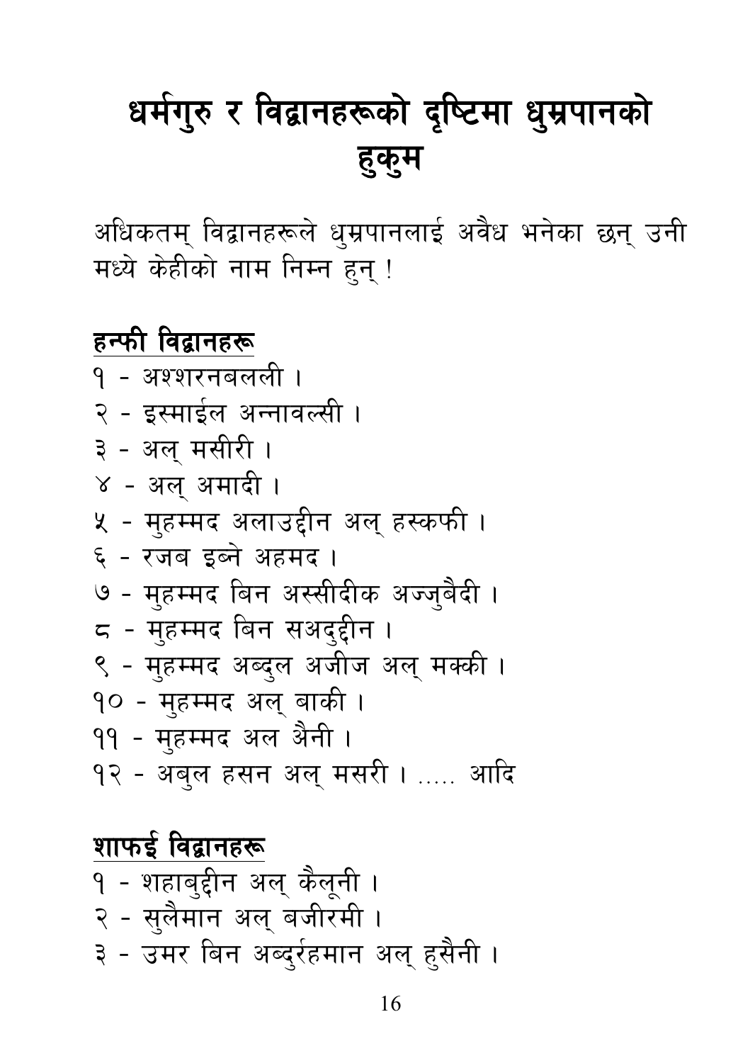# धर्मगुरु र विद्वानहरूको दृष्टिमा धुम्रपानको हुकुम

अधिकतम् विद्वानहरूले धुम्रपानलाई अवैध भनेका छन् उनी मध्ये केहीको नाम निम्न हुन् !

**<u>हन्फी विद्वानहरू</u>**

१ - अश्शरनबलली ।
२ - इस्माईल अन्नावल्सी ।
३ - अल् मसीरी ।
४ - अल् अमादी ।
५ - मुहम्मद अलाउद्दीन अल् हस्कफी ।
६ - रजब इब्ने अहमद ।
७ - मुहम्मद बिन अस्सीदीक अज्जुबैदी ।
८ - मुहम्मद बिन सअदुद्दीन ।
९ - मुहम्मद अब्दुल अजीज अल् मक्की ।
१० - मुहम्मद अल् बाकी ।
११ - मुहम्मद अल अैनी ।
१२ - अबुल हसन अल् मसरी । ..... आदि

**<u>शाफई विद्वानहरू</u>**

१ - शहाबुद्दीन अल् कैलूनी ।
२ - सुलैमान अल् बजीरमी ।
३ - उमर बिन अब्दुर्रहमान अल् हुसैनी ।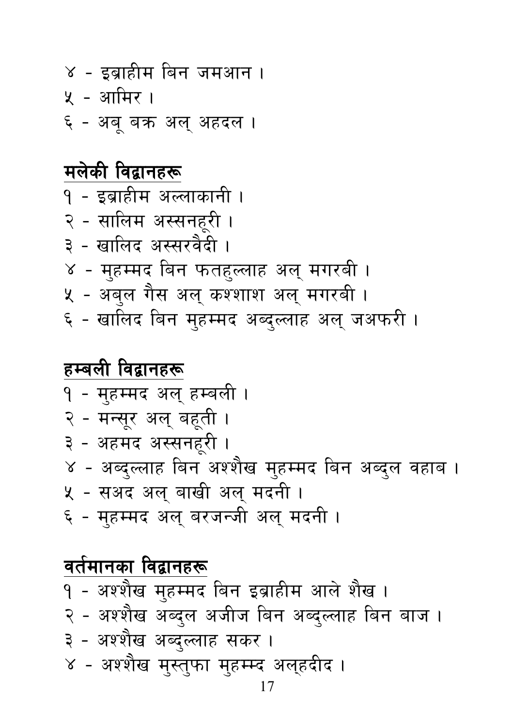४ - इब्राहीम बिन जमआन ।

५ - आमिर ।

६ - अबू बक्र अल् अहदल ।

## मलेकी विद्वानहरू

१ - इब्राहीम अल्लाकानी ।

२ - सालिम अस्सनहूरी ।

३ - खालिद अस्सरवैदी ।

४ - मुहम्मद बिन फतहुल्लाह अल् मगरबी ।

५ - अबुल गैस अल् कश्शाश अल् मगरबी ।

६ - खालिद बिन मुहम्मद अब्दुल्लाह अल् जअफरी ।

## हम्बली विद्वानहरू

१ - मुहम्मद अल् हम्बली ।

२ - मन्सूर अल् बहूती ।

३ - अहमद अस्सनहूरी ।

४ - अब्दुल्लाह बिन अश्शैख मुहम्मद बिन अब्दुल वहाब ।

५ - सअद अल् बाखी अल् मदनी ।

६ - मुहम्मद अल् बरजन्जी अल् मदनी ।

## वर्तमानका विद्वानहरू

१ - अश्शैख मुहम्मद बिन इब्राहीम आले शैख ।

२ - अश्शैख अब्दुल अजीज बिन अब्दुल्लाह बिन बाज ।

३ - अश्शैख अब्दुल्लाह सकर ।

४ - अश्शैख मुस्तुफा मुहम्म्द अल्हदीद ।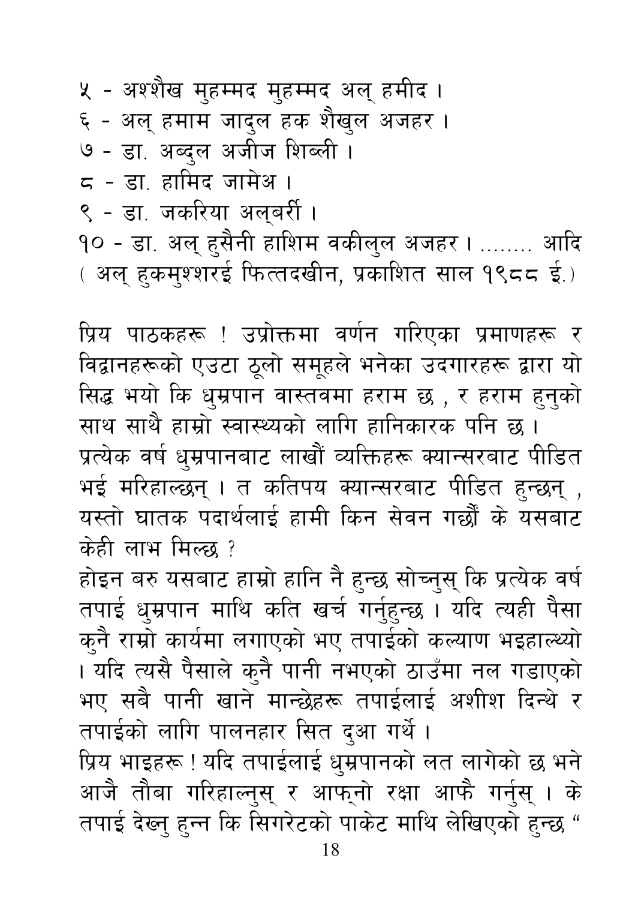५ - अश्शैख मुहम्मद मुहम्मद अल् हमीद ।
६ - अल् हमाम जादुल हक शैखुल अजहर ।
७ - डा. अब्दुल अजीज शिब्ली ।
८ - डा. हामिद जामेअ ।
९ - डा. जकरिया अल्बरी ।
१० - डा. अल् हुसैनी हाशिम वकीलुल अजहर । ........ आदि
( अल् हुकमुश्शरई फित्तदखीन, प्रकाशित साल १९८८ ई.)

प्रिय पाठकहरू ! उप्रोक्तमा वर्णन गरिएका प्रमाणहरू र विद्वानहरूको एउटा ठूलो समूहले भनेका उदगारहरू द्वारा यो सिद्ध भयो कि धुम्रपान वास्तवमा हराम छ , र हराम हुनुको साथ साथै हाम्रो स्वास्थ्यको लागि हानिकारक पनि छ ।
प्रत्येक वर्ष धुम्रपानबाट लाखौं व्यक्तिहरू क्यान्सरबाट पीडित भई मरिहाल्छन् । त कतिपय क्यान्सरबाट पीडित हुन्छन् , यस्तो घातक पदार्थलाई हामी किन सेवन गर्छौं के यसबाट केही लाभ मिल्छ ?
होइन बरु यसबाट हाम्रो हानि नै हुन्छ सोच्नुस् कि प्रत्येक वर्ष तपाई धुम्रपान माथि कति खर्च गर्नुहुन्छ । यदि त्यही पैसा कुनै राम्रो कार्यमा लगाएको भए तपाईको कल्याण भइहाल्थ्यो । यदि त्यसै पैसाले कुनै पानी नभएको ठाउँमा नल गडाएको भए सबै पानी खाने मान्छेहरू तपाईलाई अशीश दिन्थे र तपाईको लागि पालनहार सित दुआ गर्थे ।
प्रिय भाइहरू ! यदि तपाईलाई धुम्रपानको लत लागेको छ भने आजै तौबा गरिहाल्नुस् र आफ्नो रक्षा आफै गर्नुस् । के तपाई देख्नु हुन्न कि सिगरेटको पाकेट माथि लेखिएको हुन्छ "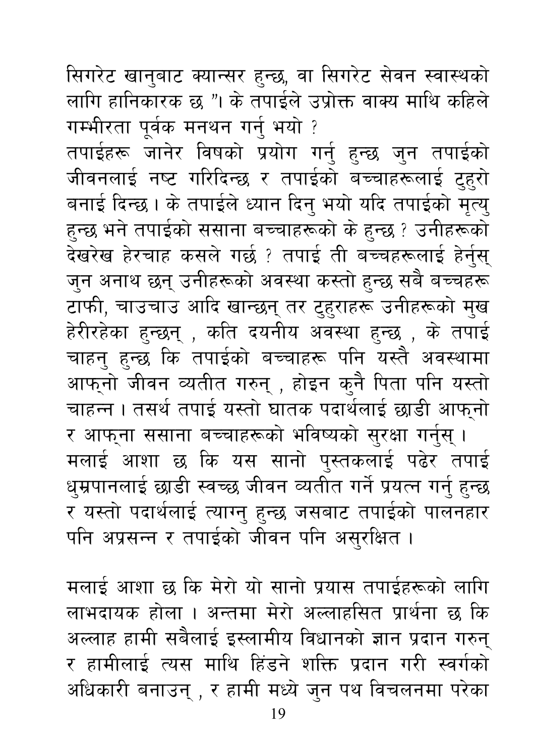सिगरेट खानुबाट क्यान्सर हुन्छ, वा सिगरेट सेवन स्वास्थको लागि हानिकारक छ "। के तपाईले उप्रोक्त वाक्य माथि कहिले गम्भीरता पूर्वक मनथन गर्नु भयो ?

तपाईहरू जानेर विषको प्रयोग गर्नु हुन्छ जुन तपाईको जीवनलाई नष्ट गरिदिन्छ र तपाईको बच्चाहरूलाई टुहुरो बनाई दिन्छ। के तपाईले ध्यान दिनु भयो यदि तपाईको मृत्यु हुन्छ भने तपाईको ससाना बच्चाहरूको के हुन्छ ? उनीहरूको देखरेख हेरचाह कसले गर्छ ? तपाई ती बच्चहरूलाई हेर्नुस् जुन अनाथ छन् उनीहरूको अवस्था कस्तो हुन्छ सबै बच्चहरू टाफी, चाउचाउ आदि खान्छन् तर टुहुराहरू उनीहरूको मुख हेरीरहेका हुन्छन् , कति दयनीय अवस्था हुन्छ , के तपाई चाहनु हुन्छ कि तपाईको बच्चाहरू पनि यस्तै अवस्थामा आफ्नो जीवन व्यतीत गरुन् , होइन कुनै पिता पनि यस्तो चाहन्न। तसर्थ तपाई यस्तो घातक पदार्थलाई छाडी आफ्नो र आफ्ना ससाना बच्चाहरूको भविष्यको सुरक्षा गर्नुस् ।

मलाई आशा छ कि यस सानो पुस्तकलाई पढेर तपाई धुम्रपानलाई छाडी स्वच्छ जीवन व्यतीत गर्ने प्रयत्न गर्नु हुन्छ र यस्तो पदार्थलाई त्याग्नु हुन्छ जसबाट तपाईको पालनहार पनि अप्रसन्न र तपाईको जीवन पनि असुरक्षित ।

मलाई आशा छ कि मेरो यो सानो प्रयास तपाईहरूको लागि लाभदायक होला । अन्तमा मेरो अल्लाहसित प्रार्थना छ कि अल्लाह हामी सबैलाई इस्लामीय विधानको ज्ञान प्रदान गरुन् र हामीलाई त्यस माथि हिंडने शक्ति प्रदान गरी स्वर्गको अधिकारी बनाउन् , र हामी मध्ये जुन पथ विचलनमा परेका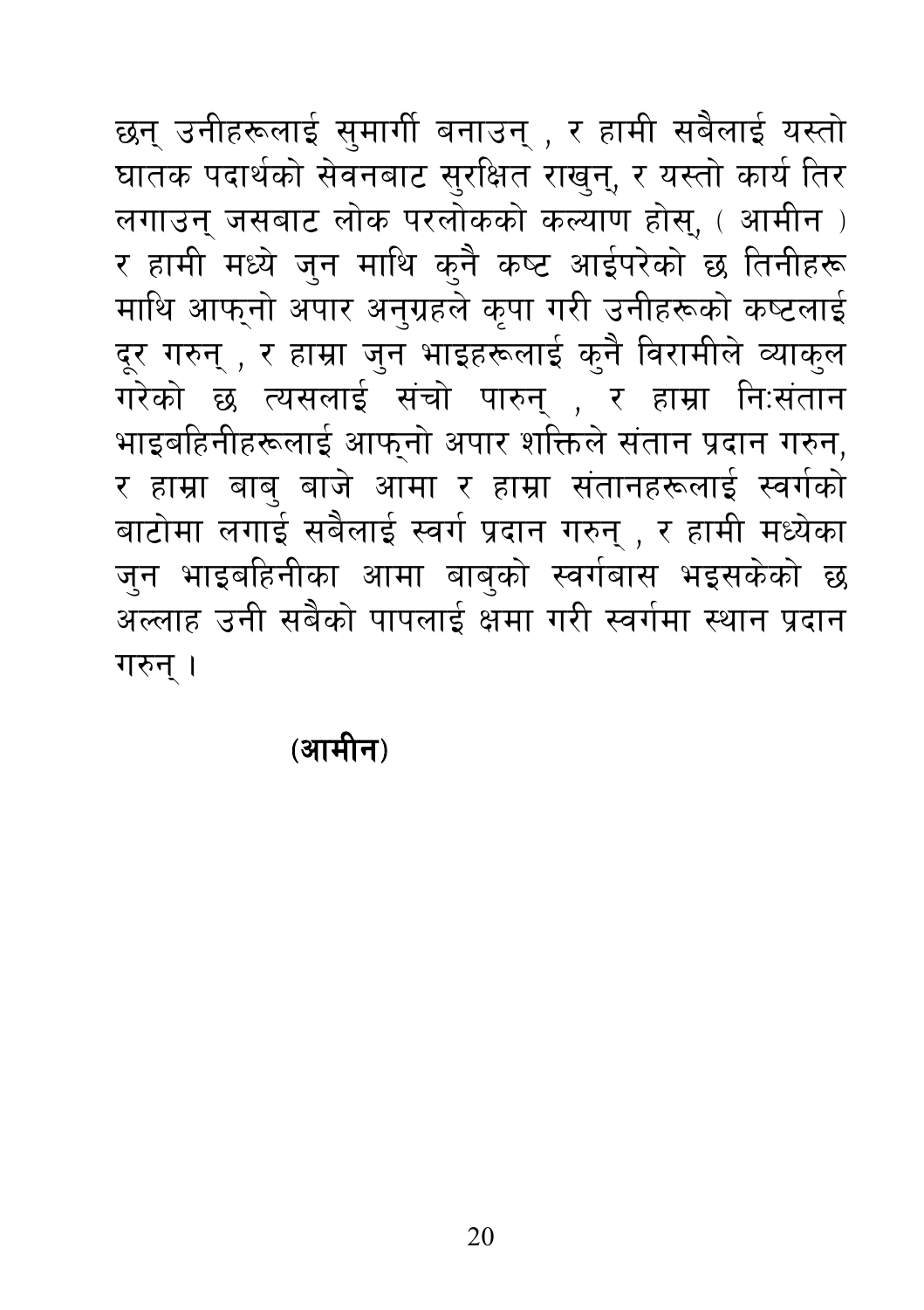छन् उनीहरूलाई सुमार्गी बनाउन् , र हामी सबैलाई यस्तो घातक पदार्थको सेवनबाट सुरक्षित राखुन्, र यस्तो कार्य तिर लगाउन् जसबाट लोक परलोकको कल्याण होस्, ( आमीन ) र हामी मध्ये जुन माथि कुनै कष्ट आईपरेको छ तिनीहरू माथि आफ्नो अपार अनुग्रहले कृपा गरी उनीहरूको कष्टलाई दूर गरुन् , र हाम्रा जुन भाइहरूलाई कुनै विरामीले व्याकुल गरेको छ त्यसलाई संचो पारुन् , र हाम्रा निःसंतान भाइबहिनीहरूलाई आफ्नो अपार शक्तिले संतान प्रदान गरुन, र हाम्रा बाबु बाजे आमा र हाम्रा संतानहरूलाई स्वर्गको बाटोमा लगाई सबैलाई स्वर्ग प्रदान गरुन् , र हामी मध्येका जुन भाइबहिनीका आमा बाबुको स्वर्गबास भइसकेको छ अल्लाह उनी सबैको पापलाई क्षमा गरी स्वर्गमा स्थान प्रदान गरुन् ।

**(आमीन)**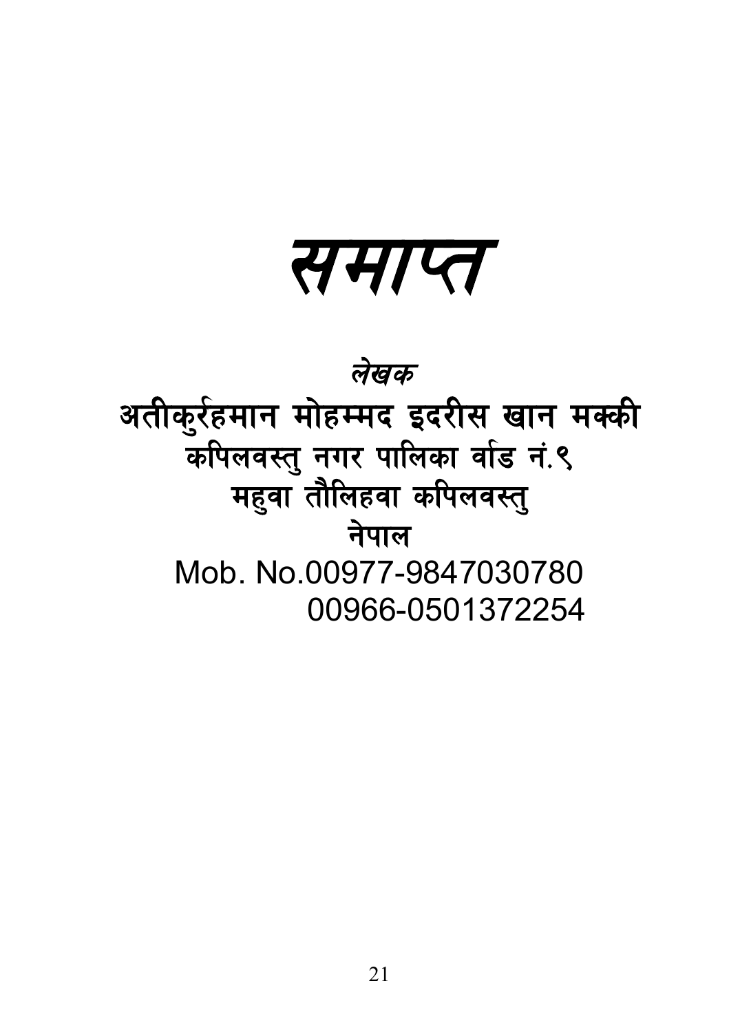# *समाप्त*

*लेखक*

**अतीकुर्रहमान मोहम्मद इदरीस खान मक्की**

**कपिलवस्तु नगर पालिका वॉड नं.९**

**महुवा तौलिहवा कपिलवस्तु**

**नेपाल**

Mob. No.00977-9847030780

00966-0501372254